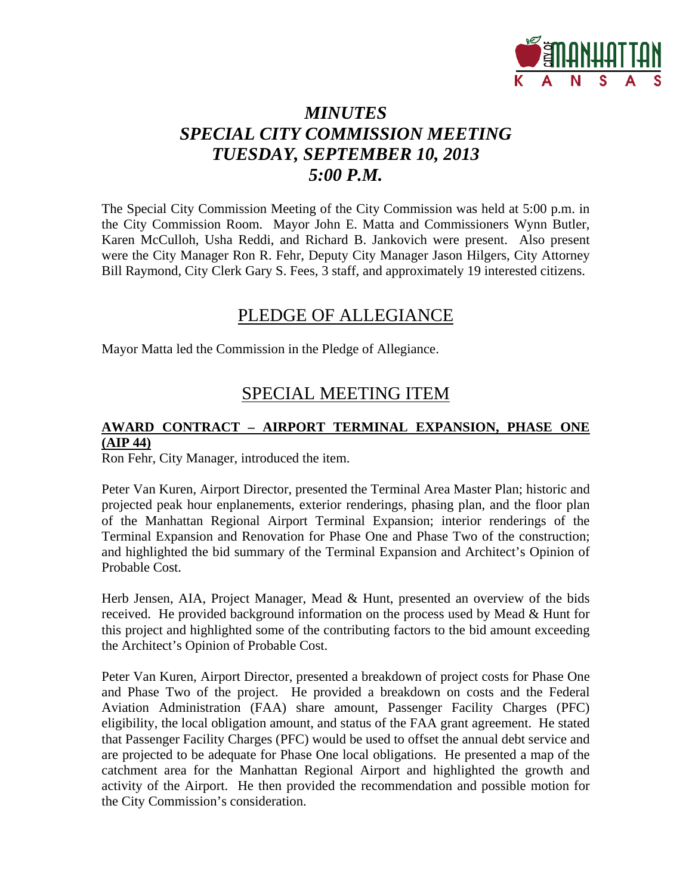# *MINUTES*
# *SPECIAL CITY COMMISSION MEETING*
# *TUESDAY, SEPTEMBER 10, 2013*
# *5:00 P.M.*

The Special City Commission Meeting of the City Commission was held at 5:00 p.m. in the City Commission Room. Mayor John E. Matta and Commissioners Wynn Butler, Karen McCulloh, Usha Reddi, and Richard B. Jankovich were present. Also present were the City Manager Ron R. Fehr, Deputy City Manager Jason Hilgers, City Attorney Bill Raymond, City Clerk Gary S. Fees, 3 staff, and approximately 19 interested citizens.

## PLEDGE OF ALLEGIANCE

Mayor Matta led the Commission in the Pledge of Allegiance.

## SPECIAL MEETING ITEM

### AWARD CONTRACT – AIRPORT TERMINAL EXPANSION, PHASE ONE (AIP 44)

Ron Fehr, City Manager, introduced the item.

Peter Van Kuren, Airport Director, presented the Terminal Area Master Plan; historic and projected peak hour enplanements, exterior renderings, phasing plan, and the floor plan of the Manhattan Regional Airport Terminal Expansion; interior renderings of the Terminal Expansion and Renovation for Phase One and Phase Two of the construction; and highlighted the bid summary of the Terminal Expansion and Architect's Opinion of Probable Cost.

Herb Jensen, AIA, Project Manager, Mead & Hunt, presented an overview of the bids received. He provided background information on the process used by Mead & Hunt for this project and highlighted some of the contributing factors to the bid amount exceeding the Architect's Opinion of Probable Cost.

Peter Van Kuren, Airport Director, presented a breakdown of project costs for Phase One and Phase Two of the project. He provided a breakdown on costs and the Federal Aviation Administration (FAA) share amount, Passenger Facility Charges (PFC) eligibility, the local obligation amount, and status of the FAA grant agreement. He stated that Passenger Facility Charges (PFC) would be used to offset the annual debt service and are projected to be adequate for Phase One local obligations. He presented a map of the catchment area for the Manhattan Regional Airport and highlighted the growth and activity of the Airport. He then provided the recommendation and possible motion for the City Commission's consideration.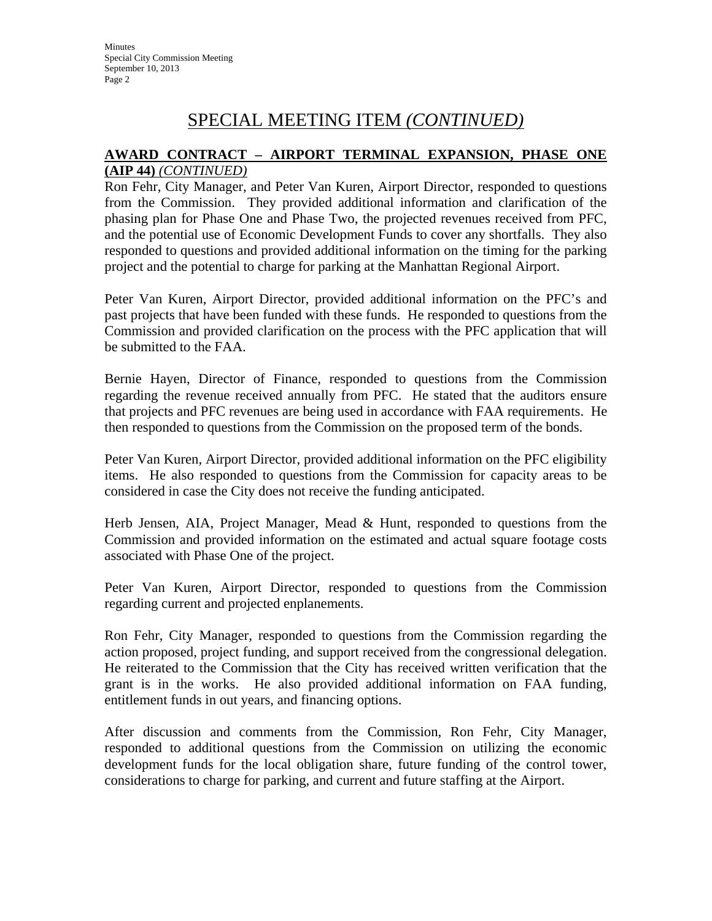# SPECIAL MEETING ITEM *(CONTINUED)*

**AWARD CONTRACT – AIRPORT TERMINAL EXPANSION, PHASE ONE (AIP 44)** *(CONTINUED)*

Ron Fehr, City Manager, and Peter Van Kuren, Airport Director, responded to questions from the Commission. They provided additional information and clarification of the phasing plan for Phase One and Phase Two, the projected revenues received from PFC, and the potential use of Economic Development Funds to cover any shortfalls. They also responded to questions and provided additional information on the timing for the parking project and the potential to charge for parking at the Manhattan Regional Airport.

Peter Van Kuren, Airport Director, provided additional information on the PFC's and past projects that have been funded with these funds. He responded to questions from the Commission and provided clarification on the process with the PFC application that will be submitted to the FAA.

Bernie Hayen, Director of Finance, responded to questions from the Commission regarding the revenue received annually from PFC. He stated that the auditors ensure that projects and PFC revenues are being used in accordance with FAA requirements. He then responded to questions from the Commission on the proposed term of the bonds.

Peter Van Kuren, Airport Director, provided additional information on the PFC eligibility items. He also responded to questions from the Commission for capacity areas to be considered in case the City does not receive the funding anticipated.

Herb Jensen, AIA, Project Manager, Mead & Hunt, responded to questions from the Commission and provided information on the estimated and actual square footage costs associated with Phase One of the project.

Peter Van Kuren, Airport Director, responded to questions from the Commission regarding current and projected enplanements.

Ron Fehr, City Manager, responded to questions from the Commission regarding the action proposed, project funding, and support received from the congressional delegation. He reiterated to the Commission that the City has received written verification that the grant is in the works. He also provided additional information on FAA funding, entitlement funds in out years, and financing options.

After discussion and comments from the Commission, Ron Fehr, City Manager, responded to additional questions from the Commission on utilizing the economic development funds for the local obligation share, future funding of the control tower, considerations to charge for parking, and current and future staffing at the Airport.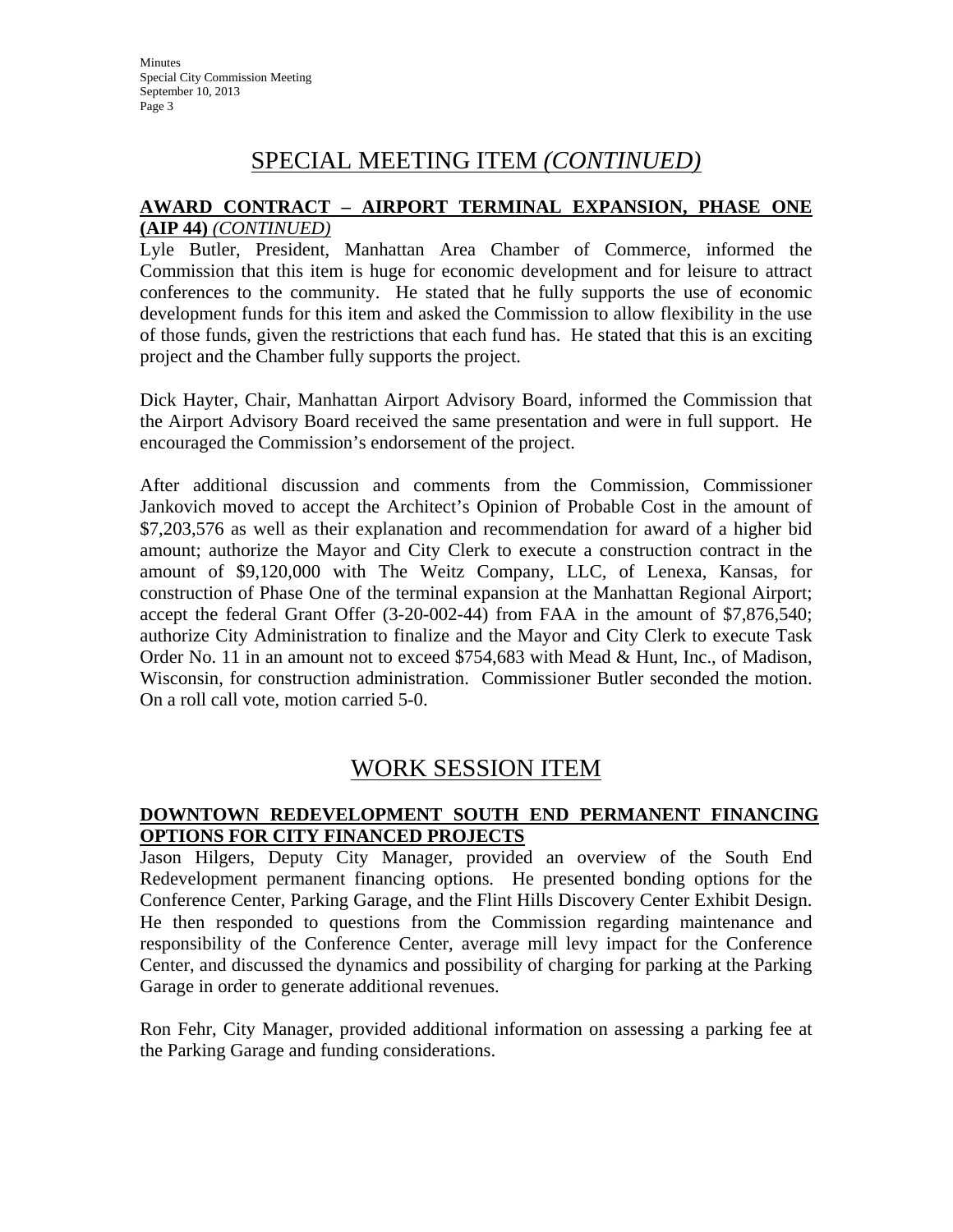## SPECIAL MEETING ITEM *(CONTINUED)*

**AWARD CONTRACT – AIRPORT TERMINAL EXPANSION, PHASE ONE (AIP 44)** *(CONTINUED)*

Lyle Butler, President, Manhattan Area Chamber of Commerce, informed the Commission that this item is huge for economic development and for leisure to attract conferences to the community. He stated that he fully supports the use of economic development funds for this item and asked the Commission to allow flexibility in the use of those funds, given the restrictions that each fund has. He stated that this is an exciting project and the Chamber fully supports the project.

Dick Hayter, Chair, Manhattan Airport Advisory Board, informed the Commission that the Airport Advisory Board received the same presentation and were in full support. He encouraged the Commission's endorsement of the project.

After additional discussion and comments from the Commission, Commissioner Jankovich moved to accept the Architect's Opinion of Probable Cost in the amount of $7,203,576 as well as their explanation and recommendation for award of a higher bid amount; authorize the Mayor and City Clerk to execute a construction contract in the amount of $9,120,000 with The Weitz Company, LLC, of Lenexa, Kansas, for construction of Phase One of the terminal expansion at the Manhattan Regional Airport; accept the federal Grant Offer (3-20-002-44) from FAA in the amount of $7,876,540; authorize City Administration to finalize and the Mayor and City Clerk to execute Task Order No. 11 in an amount not to exceed $754,683 with Mead & Hunt, Inc., of Madison, Wisconsin, for construction administration. Commissioner Butler seconded the motion. On a roll call vote, motion carried 5-0.

## WORK SESSION ITEM

**DOWNTOWN REDEVELOPMENT SOUTH END PERMANENT FINANCING OPTIONS FOR CITY FINANCED PROJECTS**

Jason Hilgers, Deputy City Manager, provided an overview of the South End Redevelopment permanent financing options. He presented bonding options for the Conference Center, Parking Garage, and the Flint Hills Discovery Center Exhibit Design. He then responded to questions from the Commission regarding maintenance and responsibility of the Conference Center, average mill levy impact for the Conference Center, and discussed the dynamics and possibility of charging for parking at the Parking Garage in order to generate additional revenues.

Ron Fehr, City Manager, provided additional information on assessing a parking fee at the Parking Garage and funding considerations.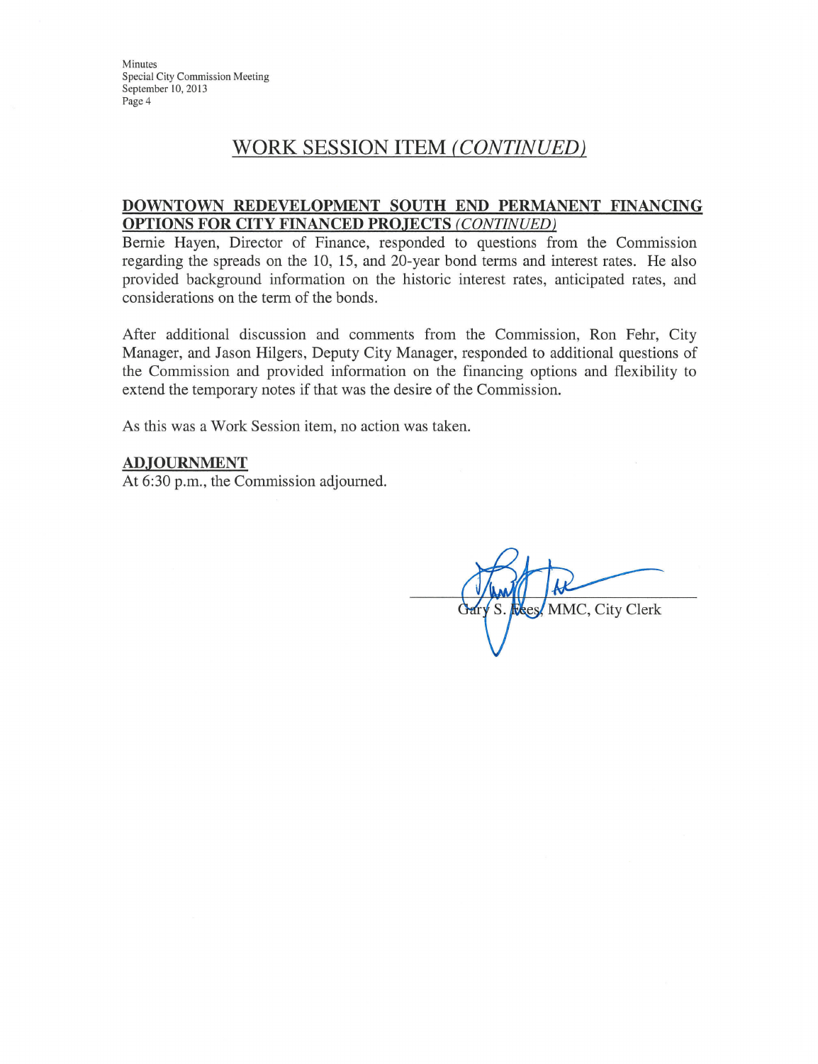## WORK SESSION ITEM *(CONTINUED)*

**DOWNTOWN REDEVELOPMENT SOUTH END PERMANENT FINANCING OPTIONS FOR CITY FINANCED PROJECTS** *(CONTINUED)*

Bernie Hayen, Director of Finance, responded to questions from the Commission regarding the spreads on the 10, 15, and 20-year bond terms and interest rates. He also provided background information on the historic interest rates, anticipated rates, and considerations on the term of the bonds.

After additional discussion and comments from the Commission, Ron Fehr, City Manager, and Jason Hilgers, Deputy City Manager, responded to additional questions of the Commission and provided information on the financing options and flexibility to extend the temporary notes if that was the desire of the Commission.

As this was a Work Session item, no action was taken.

**ADJOURNMENT**

At 6:30 p.m., the Commission adjourned.

Gary S. Fees, MMC, City Clerk